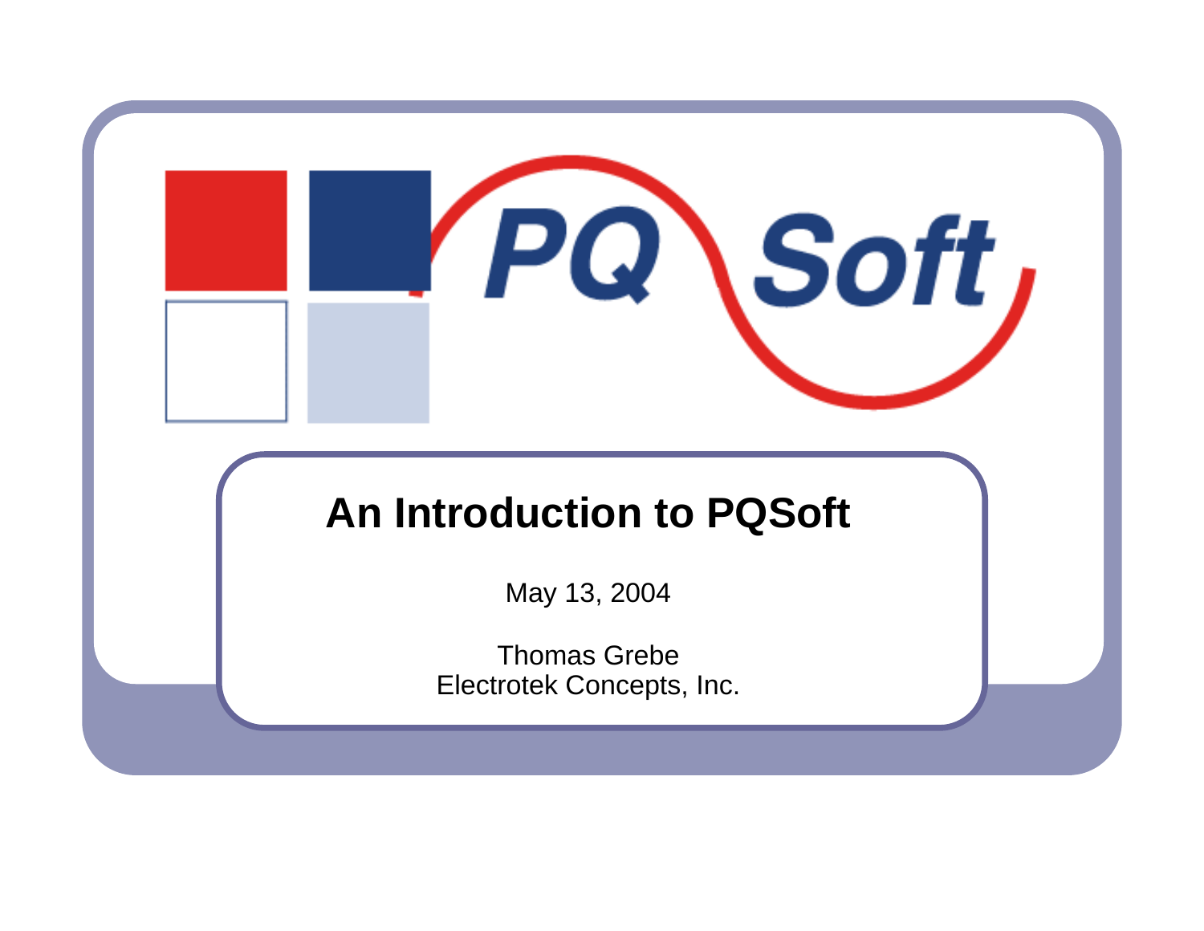# An Introduction to PQSoft

May 13, 2004

Thomas Grebe
Electrotek Concepts, Inc.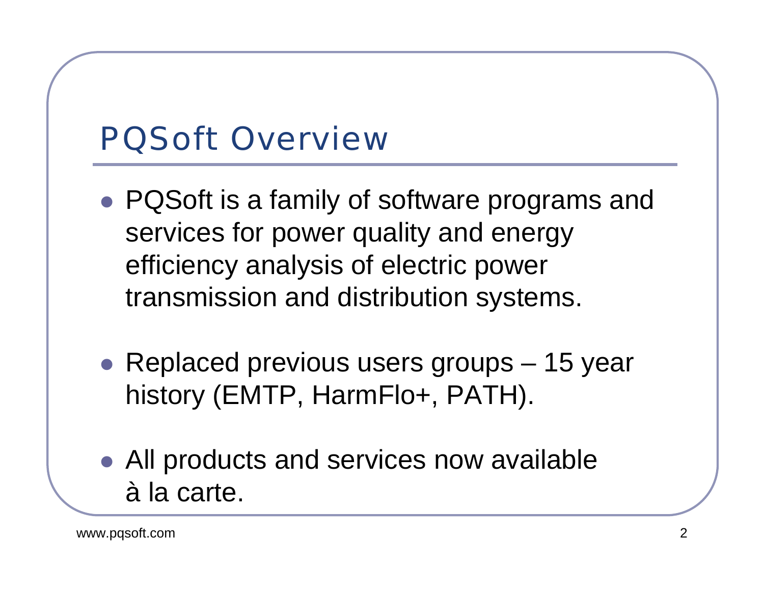# PQSoft Overview

- PQSoft is a family of software programs and services for power quality and energy efficiency analysis of electric power transmission and distribution systems.
- Replaced previous users groups – 15 year history (EMTP, HarmFlo+, PATH).
- All products and services now available à la carte.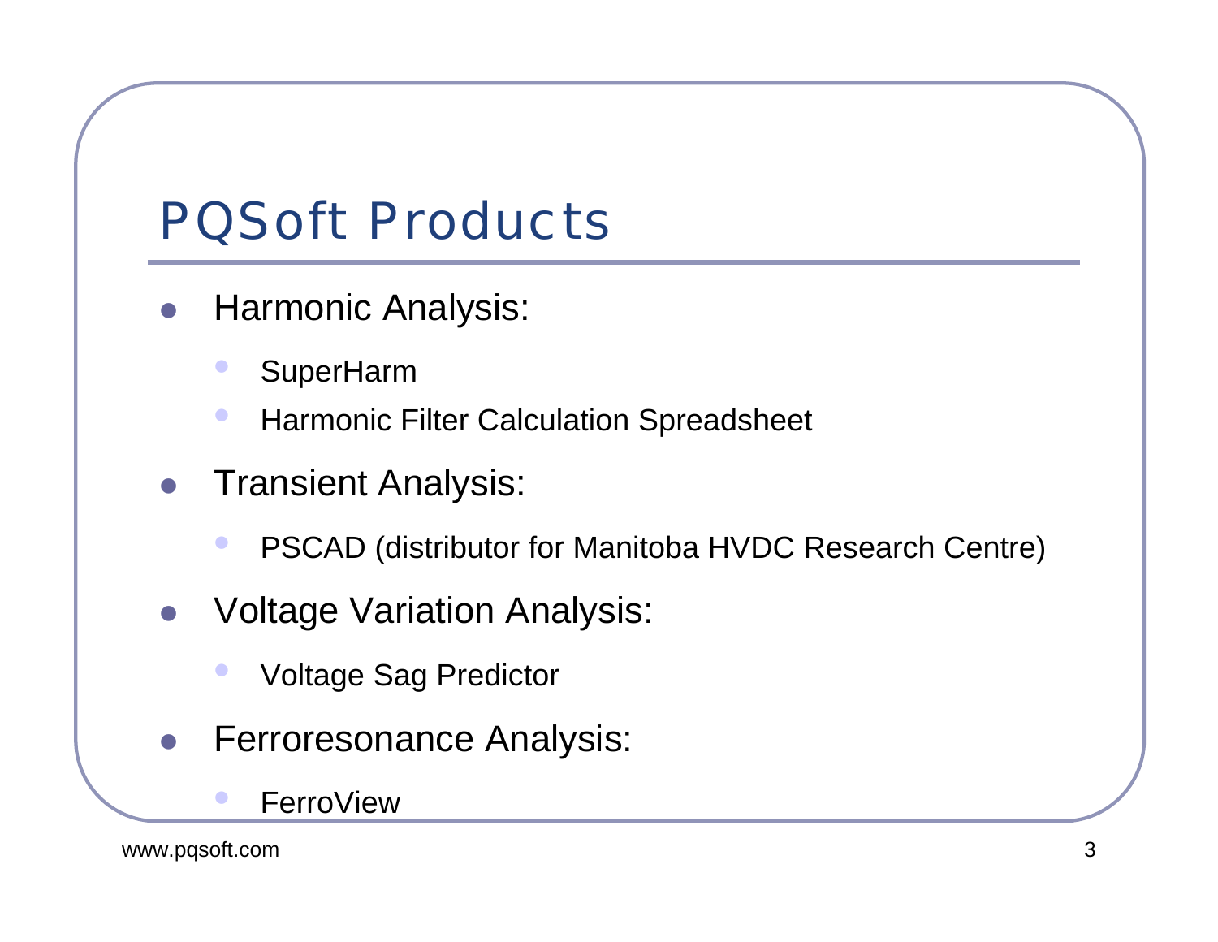# PQSoft Products

- Harmonic Analysis:
  - SuperHarm
  - Harmonic Filter Calculation Spreadsheet
- Transient Analysis:
  - PSCAD (distributor for Manitoba HVDC Research Centre)
- Voltage Variation Analysis:
  - Voltage Sag Predictor
- Ferroresonance Analysis:
  - FerroView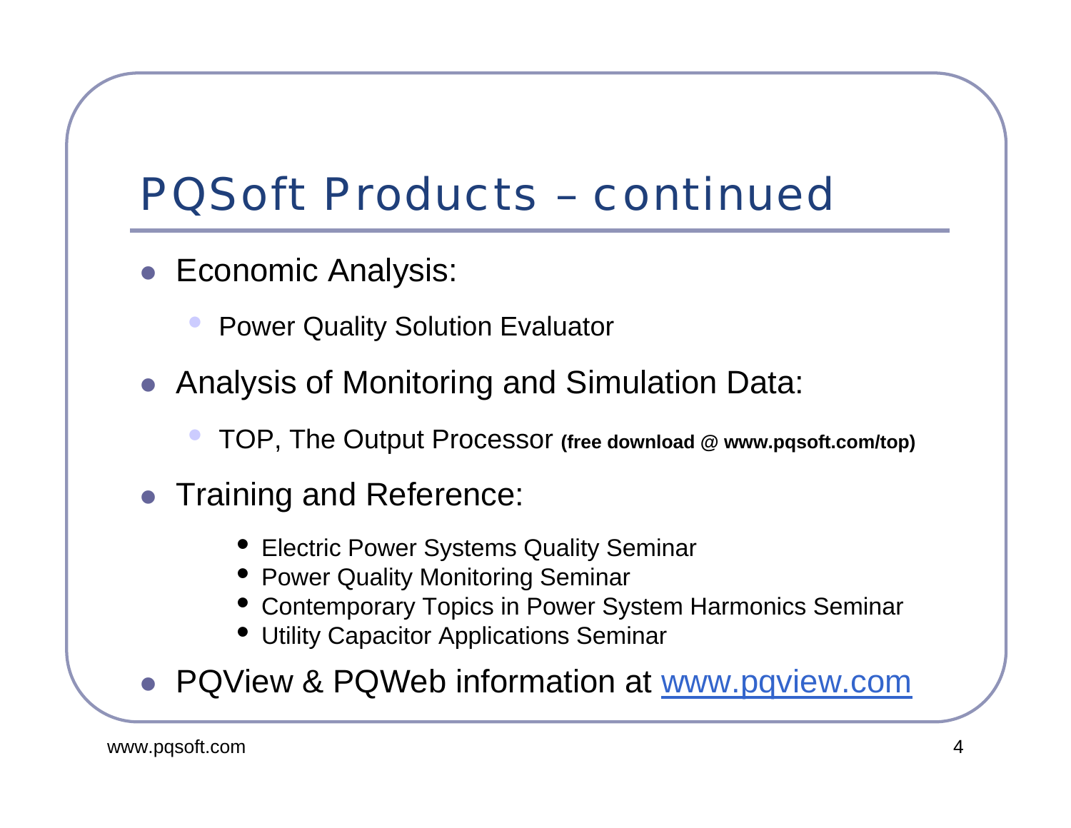# PQSoft Products – continued

- Economic Analysis:
  - Power Quality Solution Evaluator
- Analysis of Monitoring and Simulation Data:
  - TOP, The Output Processor **(free download @ www.pqsoft.com/top)**
- Training and Reference:
  - Electric Power Systems Quality Seminar
  - Power Quality Monitoring Seminar
  - Contemporary Topics in Power System Harmonics Seminar
  - Utility Capacitor Applications Seminar
- PQView & PQWeb information at [www.pqview.com](http://www.pqview.com)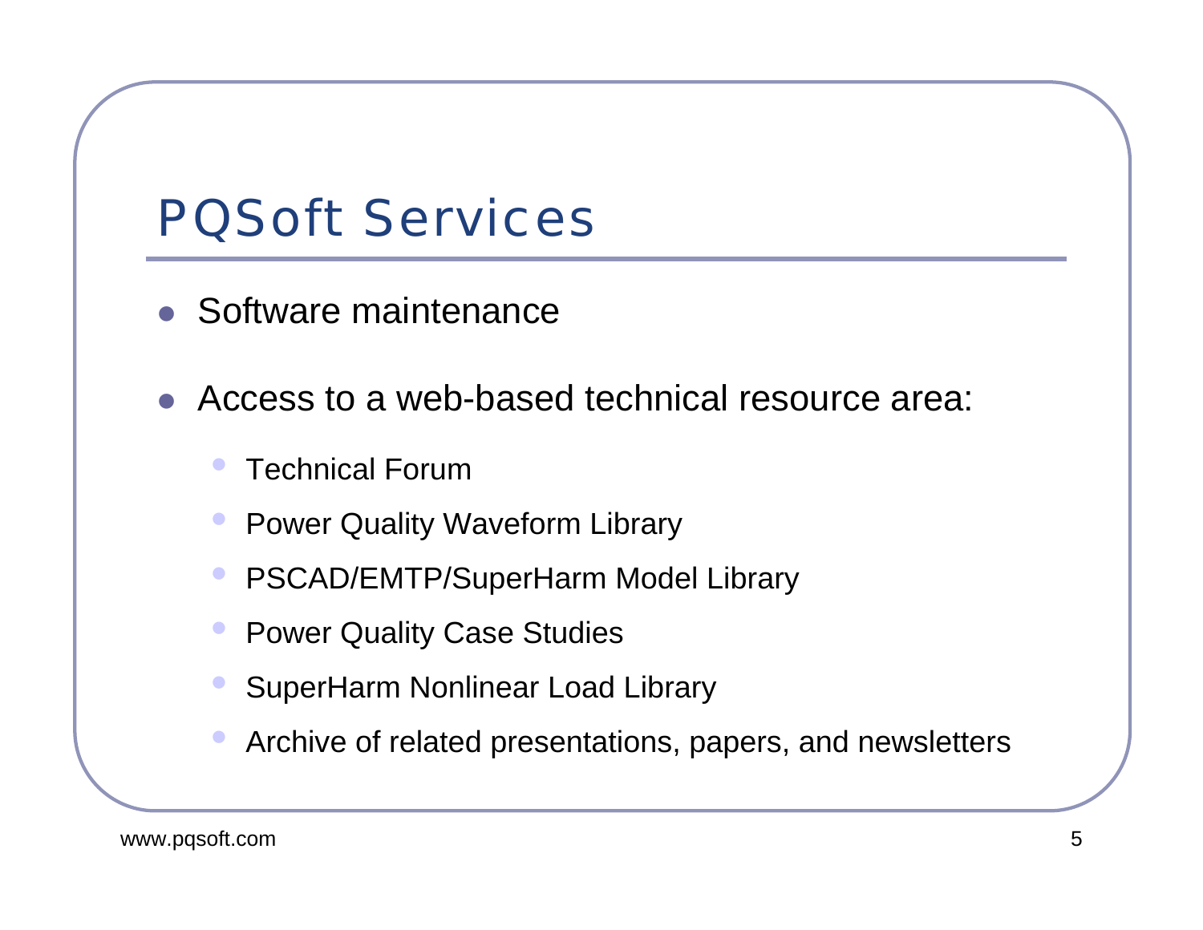# PQSoft Services

- Software maintenance
- Access to a web-based technical resource area:
  - Technical Forum
  - Power Quality Waveform Library
  - PSCAD/EMTP/SuperHarm Model Library
  - Power Quality Case Studies
  - SuperHarm Nonlinear Load Library
  - Archive of related presentations, papers, and newsletters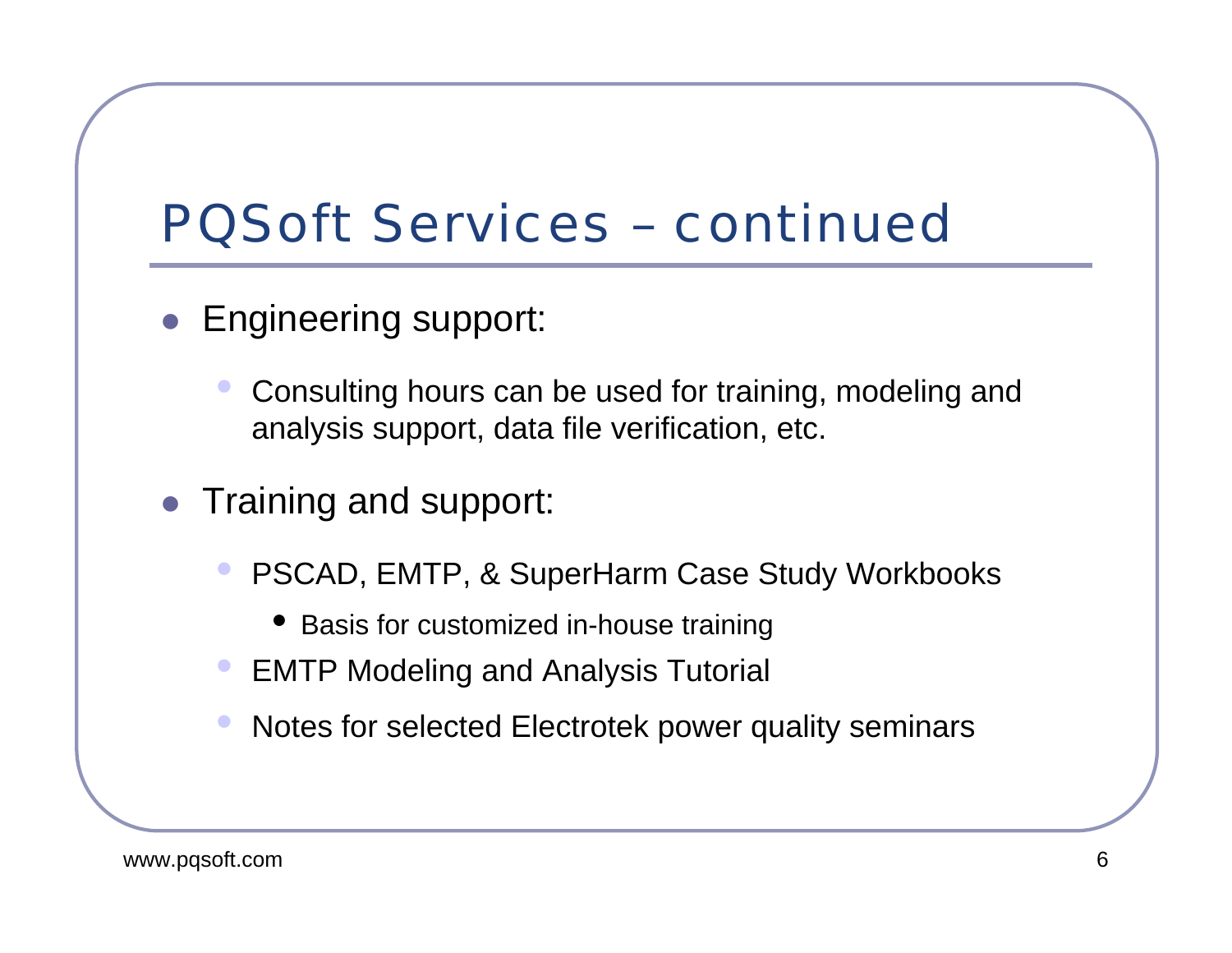# PQSoft Services – continued

- Engineering support:
  - Consulting hours can be used for training, modeling and analysis support, data file verification, etc.
- Training and support:
  - PSCAD, EMTP, & SuperHarm Case Study Workbooks
    - Basis for customized in-house training
  - EMTP Modeling and Analysis Tutorial
  - Notes for selected Electrotek power quality seminars

www.pqsoft.com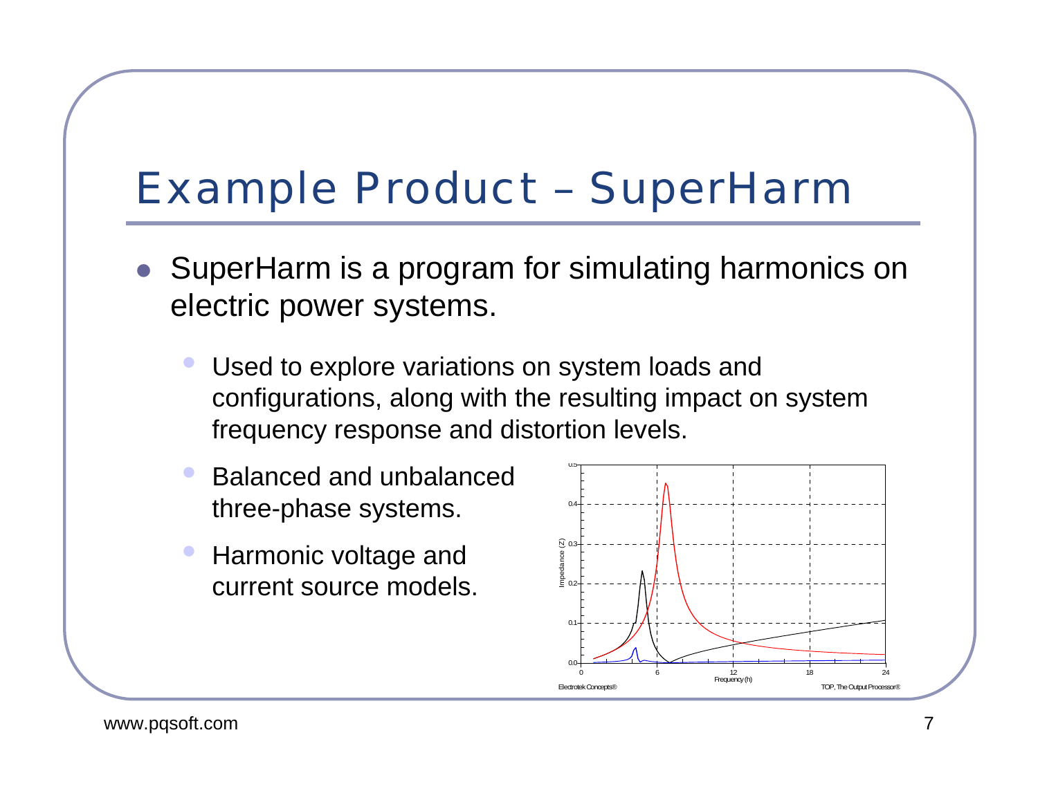# Example Product – SuperHarm

- SuperHarm is a program for simulating harmonics on electric power systems.
  - Used to explore variations on system loads and configurations, along with the resulting impact on system frequency response and distortion levels.
  - Balanced and unbalanced three-phase systems.
  - Harmonic voltage and current source models.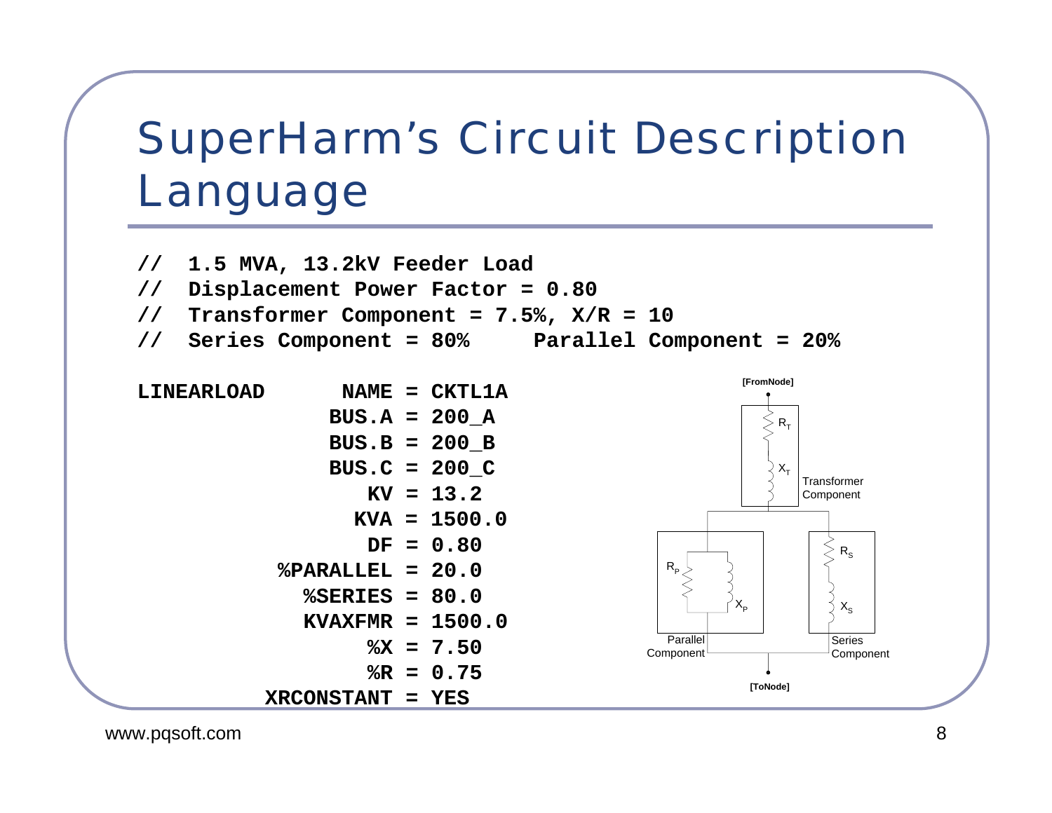# SuperHarm's Circuit Description Language

```
//  1.5 MVA, 13.2kV Feeder Load
//  Displacement Power Factor = 0.80
//  Transformer Component = 7.5%, X/R = 10
//  Series Component = 80%     Parallel Component = 20%

LINEARLOAD       NAME = CKTL1A
                BUS.A = 200_A
                BUS.B = 200_B
                BUS.C = 200_C
                   KV = 13.2
                  KVA = 1500.0
                   DF = 0.80
            %PARALLEL = 20.0
              %SERIES = 80.0
              KVAXFMR = 1500.0
                   %X = 7.50
                   %R = 0.75
           XRCONSTANT = YES
```

[FromNode]

$R_T$, $X_T$ — Transformer Component

$R_P$, $X_P$ — Parallel Component

$R_S$, $X_S$ — Series Component

[ToNode]

www.pqsoft.com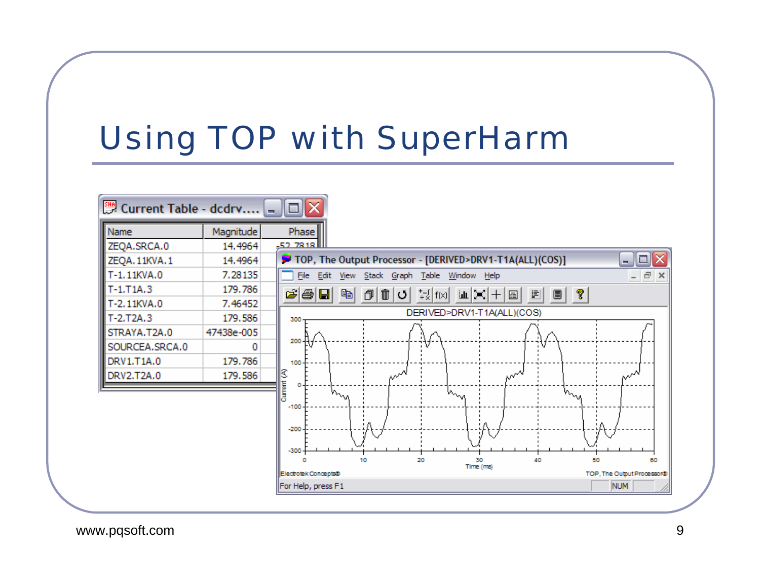# Using TOP with SuperHarm

**Current Table - dcdrv....**

| Name | Magnitude | Phase |
|---|---|---|
| ZEQA.SRCA.0 | 14.4964 | -52.7818 |
| ZEQA.11KVA.1 | 14.4964 | |
| T-1.11KVA.0 | 7.28135 | |
| T-1.T1A.3 | 179.786 | |
| T-2.11KVA.0 | 7.46452 | |
| T-2.T2A.3 | 179.586 | |
| STRAYA.T2A.0 | 47438e-005 | |
| SOURCEA.SRCA.0 | 0 | |
| DRV1.T1A.0 | 179.786 | |
| DRV2.T2A.0 | 179.586 | |

**TOP, The Output Processor - [DERIVED>DRV1-T1A(ALL)(COS)]**

File Edit View Stack Graph Table Window Help

DERIVED>DRV1-T1A(ALL)(COS)

Current (A) vs. Time (ms)

Electrotek Concepts® — TOP, The Output Processor®

For Help, press F1 — NUM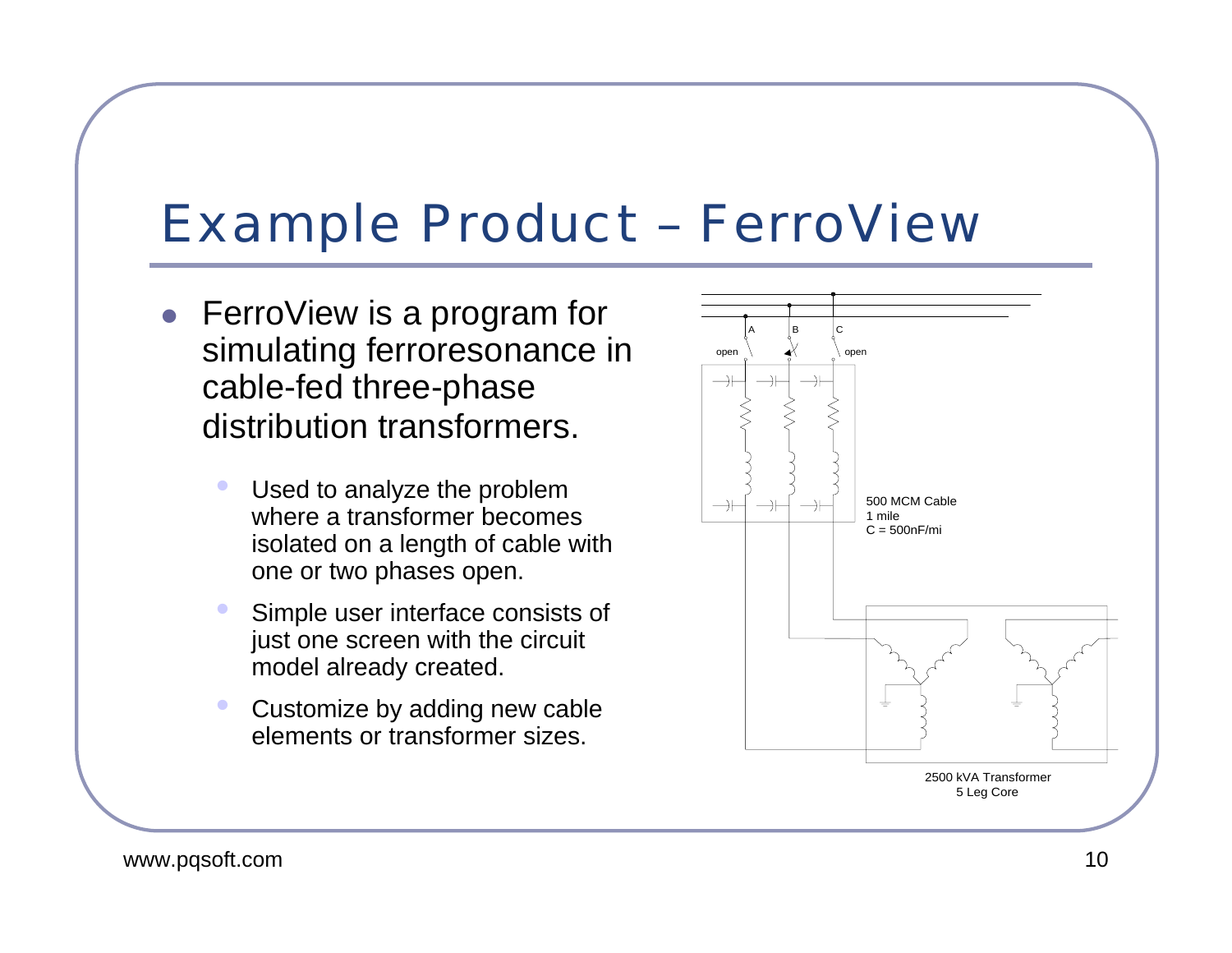# Example Product – FerroView

- FerroView is a program for simulating ferroresonance in cable-fed three-phase distribution transformers.
  - Used to analyze the problem where a transformer becomes isolated on a length of cable with one or two phases open.
  - Simple user interface consists of just one screen with the circuit model already created.
  - Customize by adding new cable elements or transformer sizes.

A B C

open open

500 MCM Cable
1 mile
C = 500nF/mi

2500 kVA Transformer
5 Leg Core

www.pqsoft.com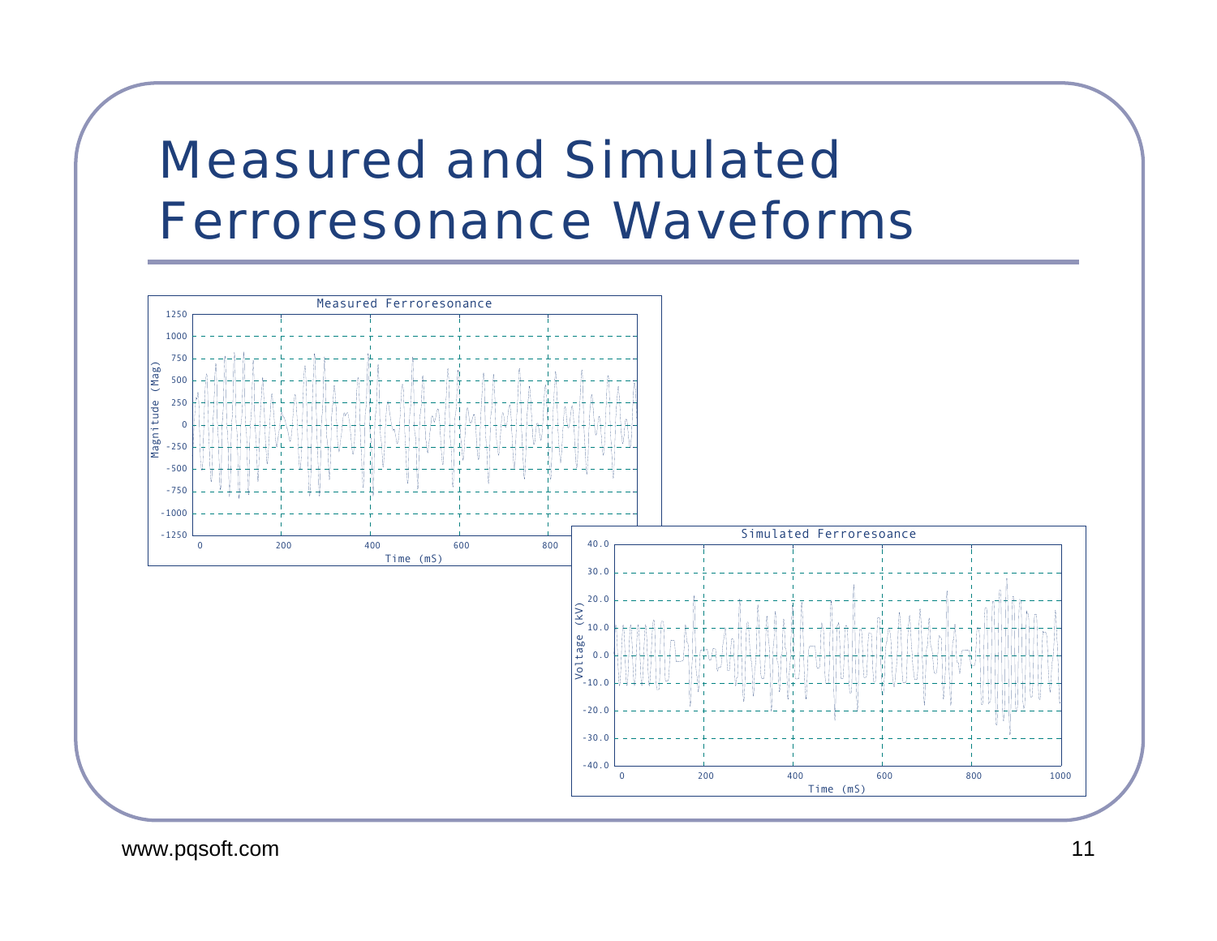# Measured and Simulated Ferroresonance Waveforms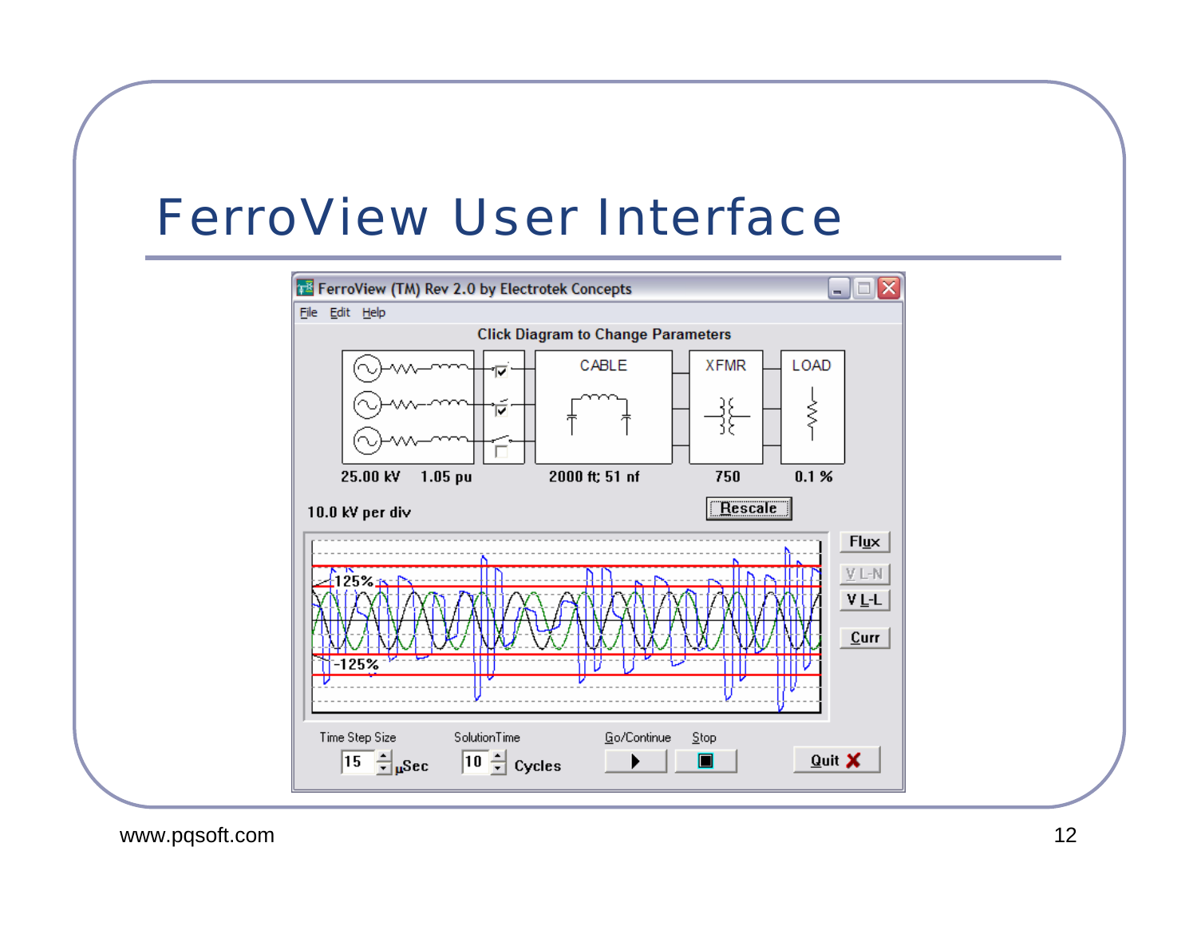# FerroView User Interface

FerroView (TM) Rev 2.0 by Electrotek Concepts

File Edit Help

Click Diagram to Change Parameters

CABLE XFMR LOAD

25.00 kV 1.05 pu 2000 ft; 51 nf 750 0.1 %

10.0 kV per div

Rescale

125%

-125%

Flux

V L-N

V L-L

Curr

Time Step Size 15 µSec

SolutionTime 10 Cycles

Go/Continue

Stop

Quit

www.pqsoft.com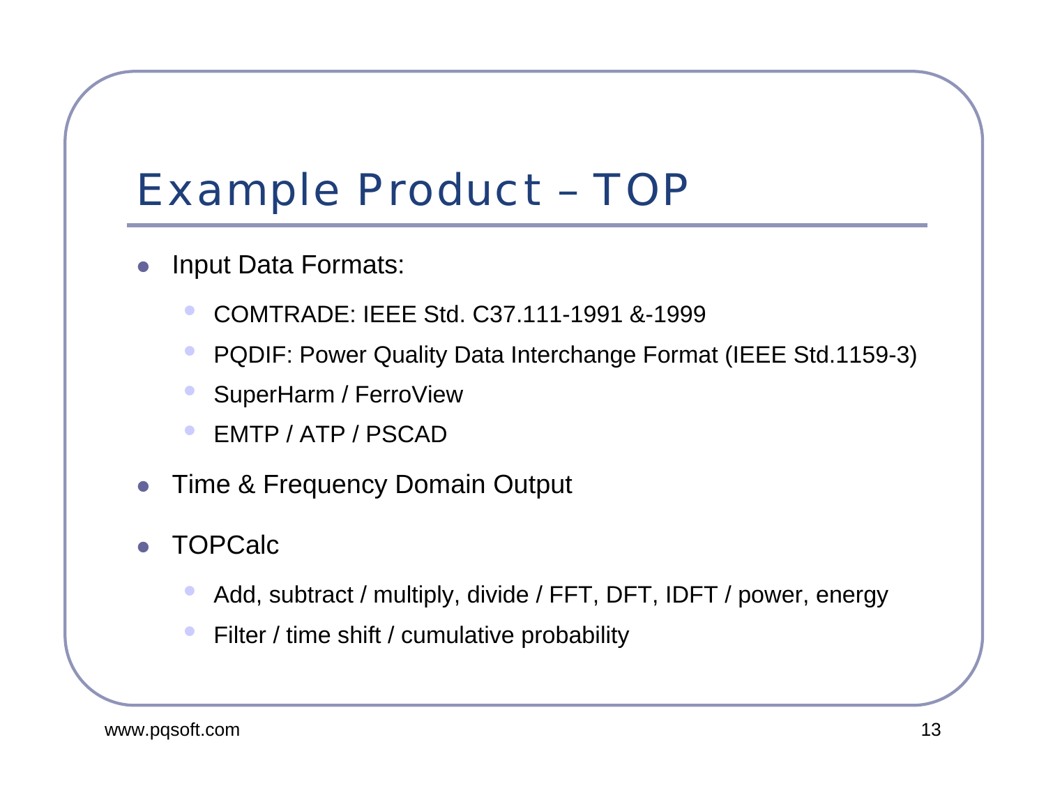# Example Product – TOP

- Input Data Formats:
  - COMTRADE: IEEE Std. C37.111-1991 &-1999
  - PQDIF: Power Quality Data Interchange Format (IEEE Std.1159-3)
  - SuperHarm / FerroView
  - EMTP / ATP / PSCAD
- Time & Frequency Domain Output
- TOPCalc
  - Add, subtract / multiply, divide / FFT, DFT, IDFT / power, energy
  - Filter / time shift / cumulative probability

www.pqsoft.com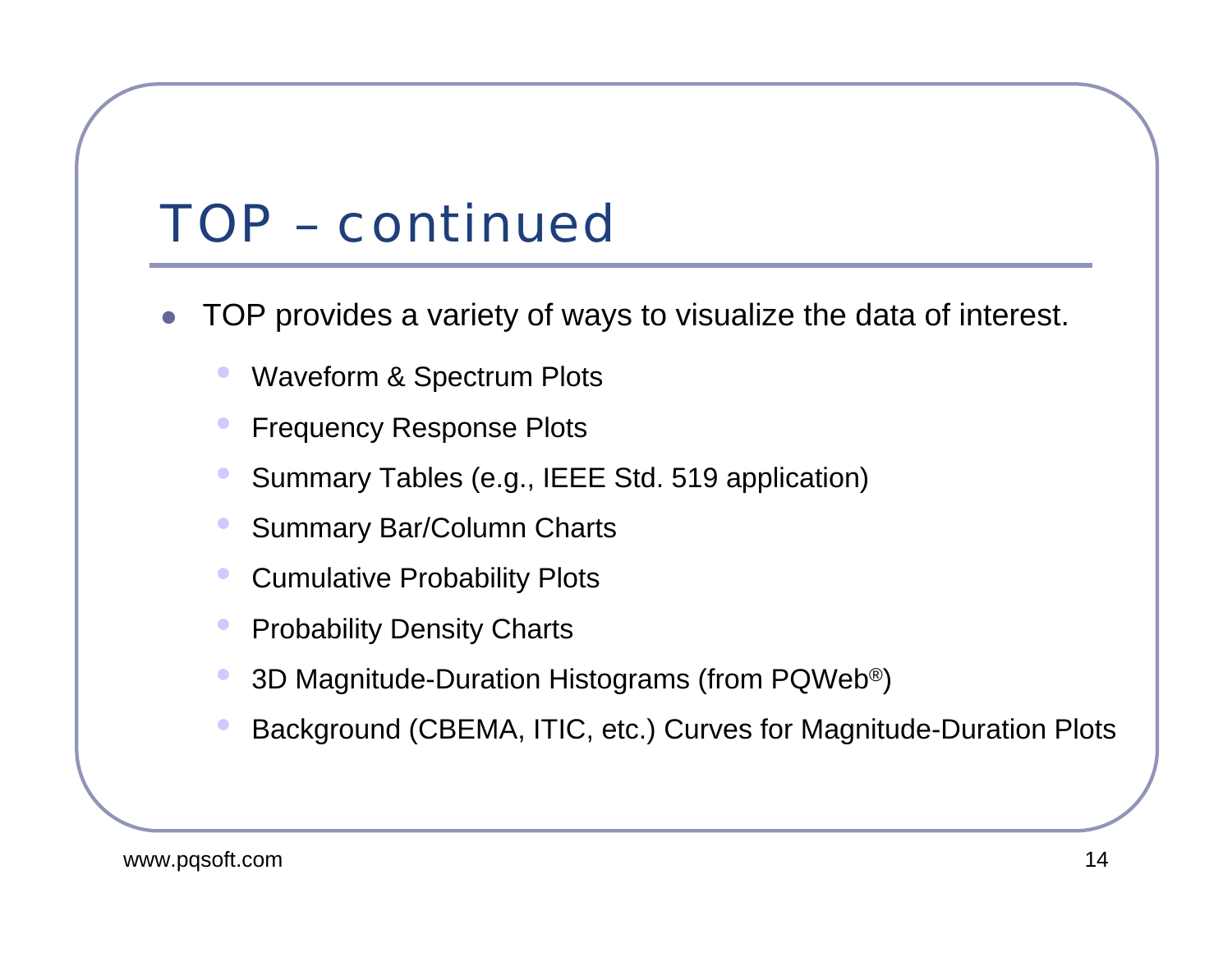# TOP – continued

- TOP provides a variety of ways to visualize the data of interest.
  - Waveform & Spectrum Plots
  - Frequency Response Plots
  - Summary Tables (e.g., IEEE Std. 519 application)
  - Summary Bar/Column Charts
  - Cumulative Probability Plots
  - Probability Density Charts
  - 3D Magnitude-Duration Histograms (from PQWeb®)
  - Background (CBEMA, ITIC, etc.) Curves for Magnitude-Duration Plots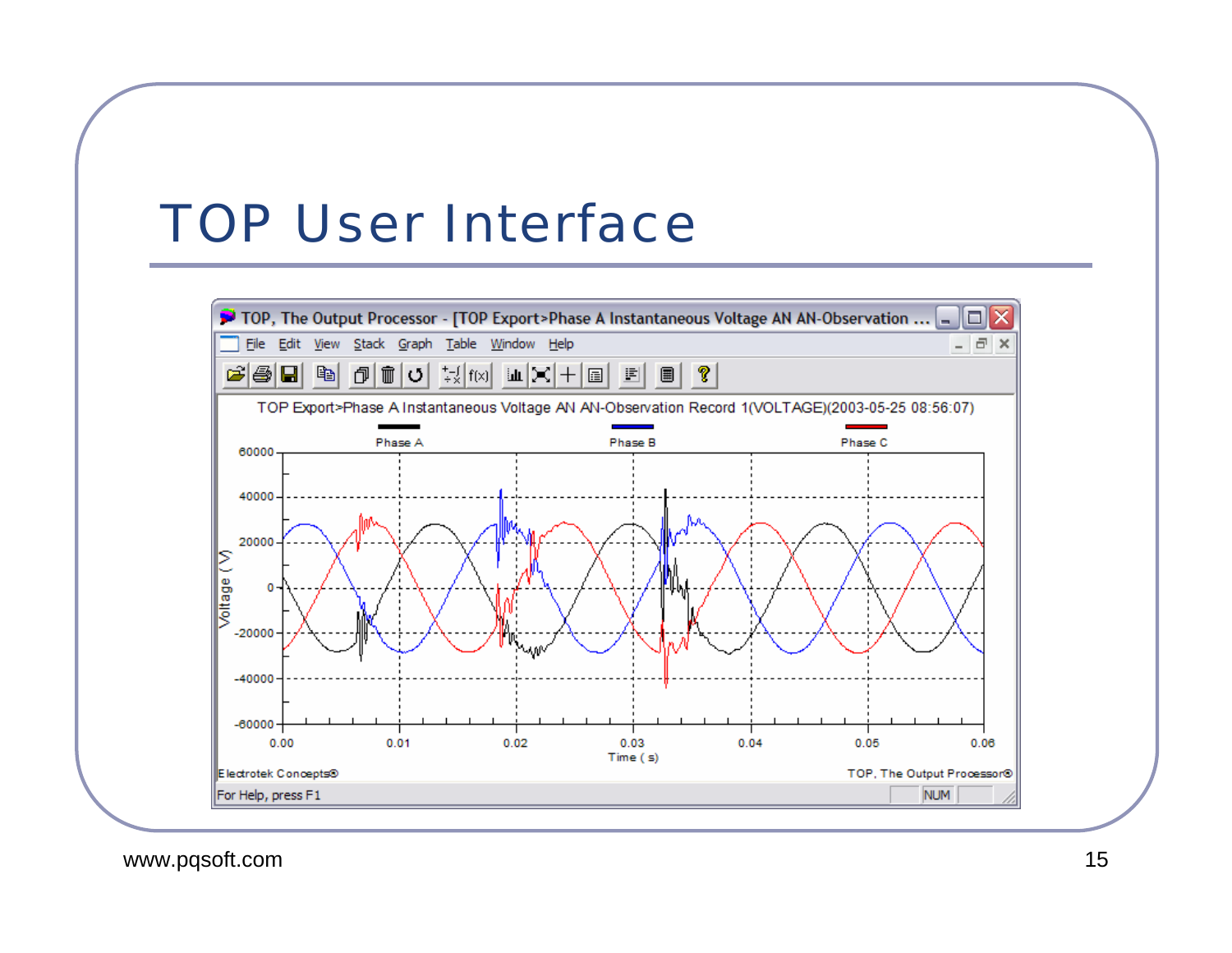# TOP User Interface

www.pqsoft.com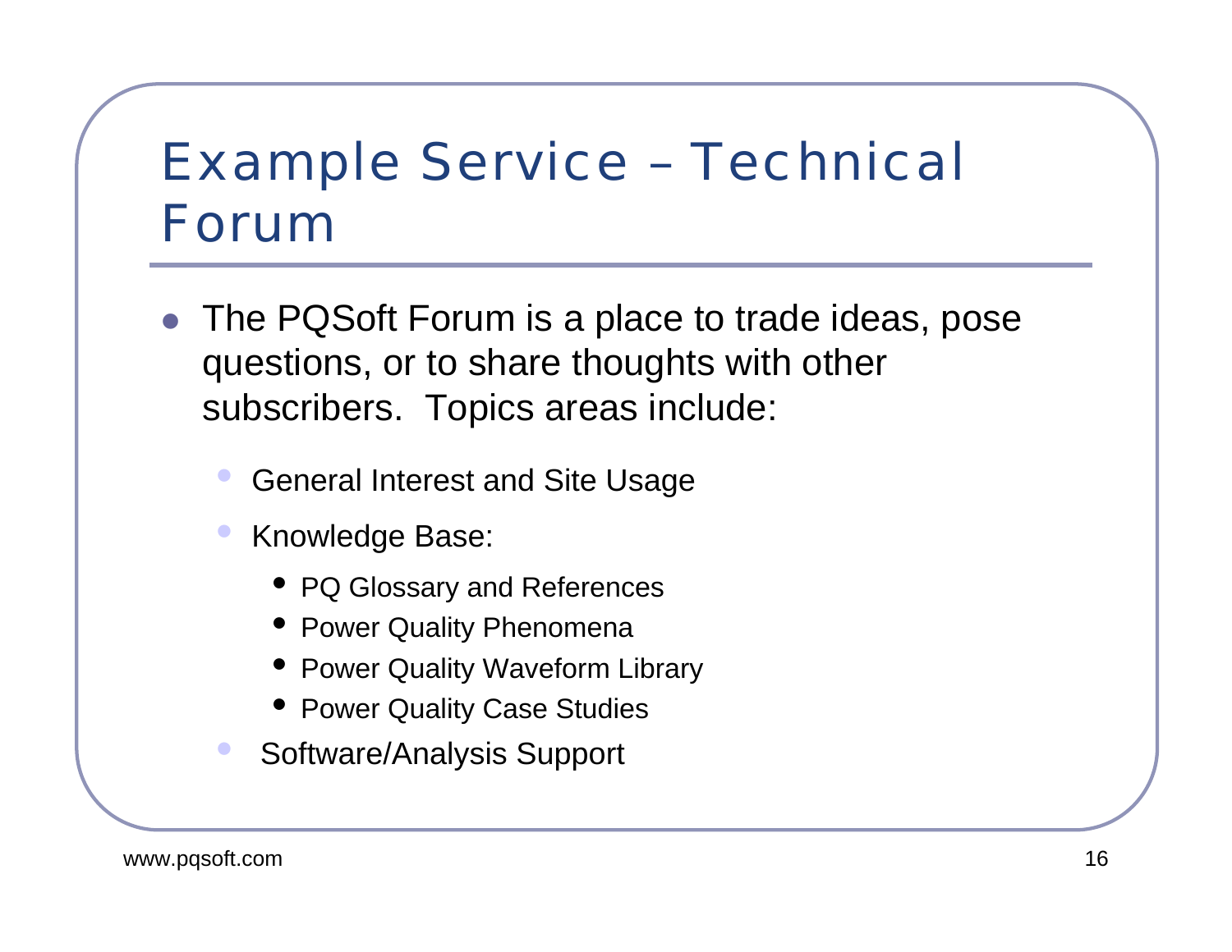# Example Service – Technical Forum

- The PQSoft Forum is a place to trade ideas, pose questions, or to share thoughts with other subscribers. Topics areas include:
  - General Interest and Site Usage
  - Knowledge Base:
    - PQ Glossary and References
    - Power Quality Phenomena
    - Power Quality Waveform Library
    - Power Quality Case Studies
  - Software/Analysis Support

www.pqsoft.com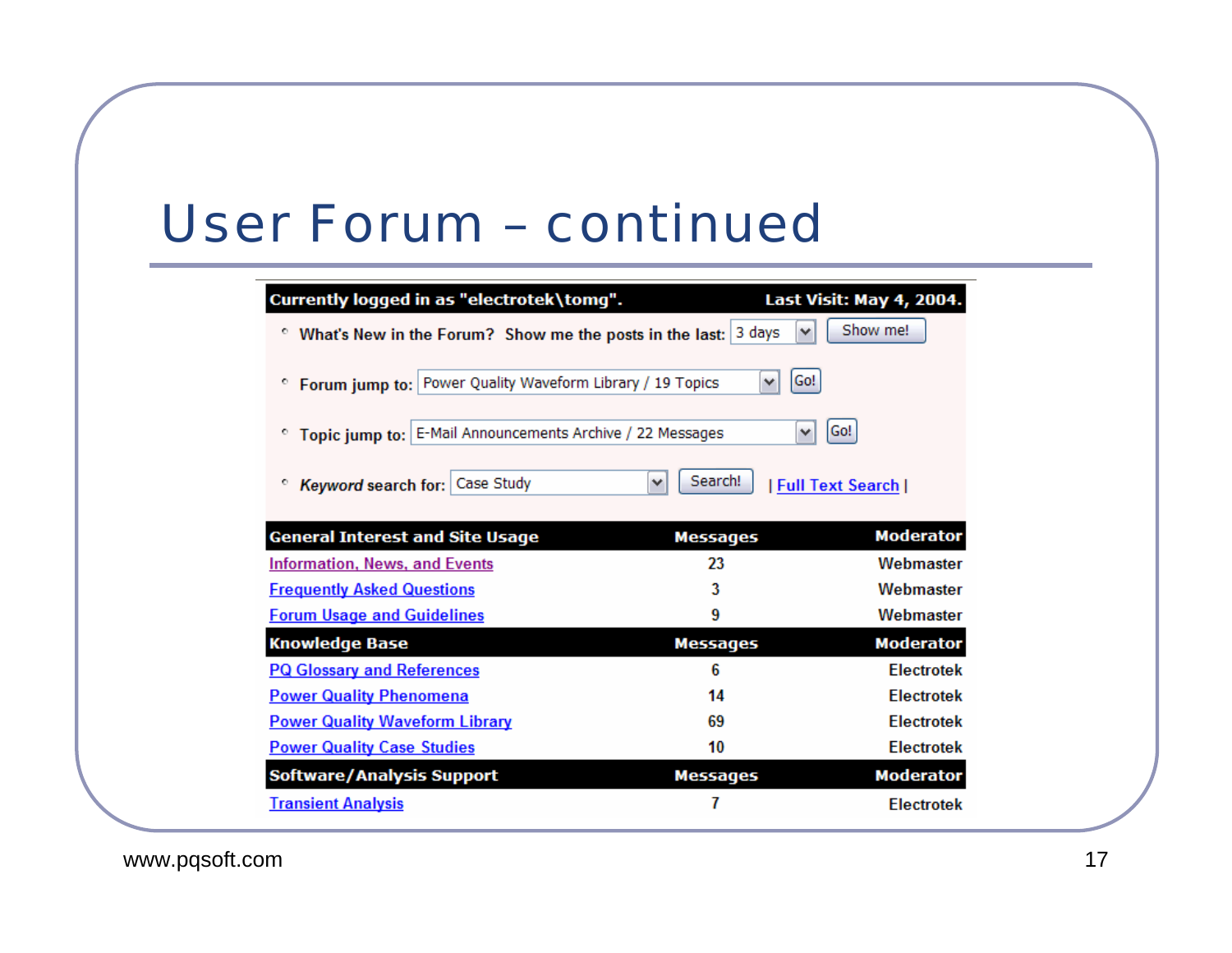# User Forum – continued

| Currently logged in as "electrotek\tomg". | | Last Visit: May 4, 2004. |
|---|---|---|

- What's New in the Forum? Show me the posts in the last: 3 days [Show me!]
- Forum jump to: Power Quality Waveform Library / 19 Topics [Go!]
- Topic jump to: E-Mail Announcements Archive / 22 Messages [Go!]
- *Keyword* search for: Case Study [Search!] | Full Text Search |

| General Interest and Site Usage | Messages | Moderator |
|---|---|---|
| Information, News, and Events | 23 | Webmaster |
| Frequently Asked Questions | 3 | Webmaster |
| Forum Usage and Guidelines | 9 | Webmaster |
| **Knowledge Base** | **Messages** | **Moderator** |
| PQ Glossary and References | 6 | Electrotek |
| Power Quality Phenomena | 14 | Electrotek |
| Power Quality Waveform Library | 69 | Electrotek |
| Power Quality Case Studies | 10 | Electrotek |
| **Software/Analysis Support** | **Messages** | **Moderator** |
| Transient Analysis | 7 | Electrotek |

www.pqsoft.com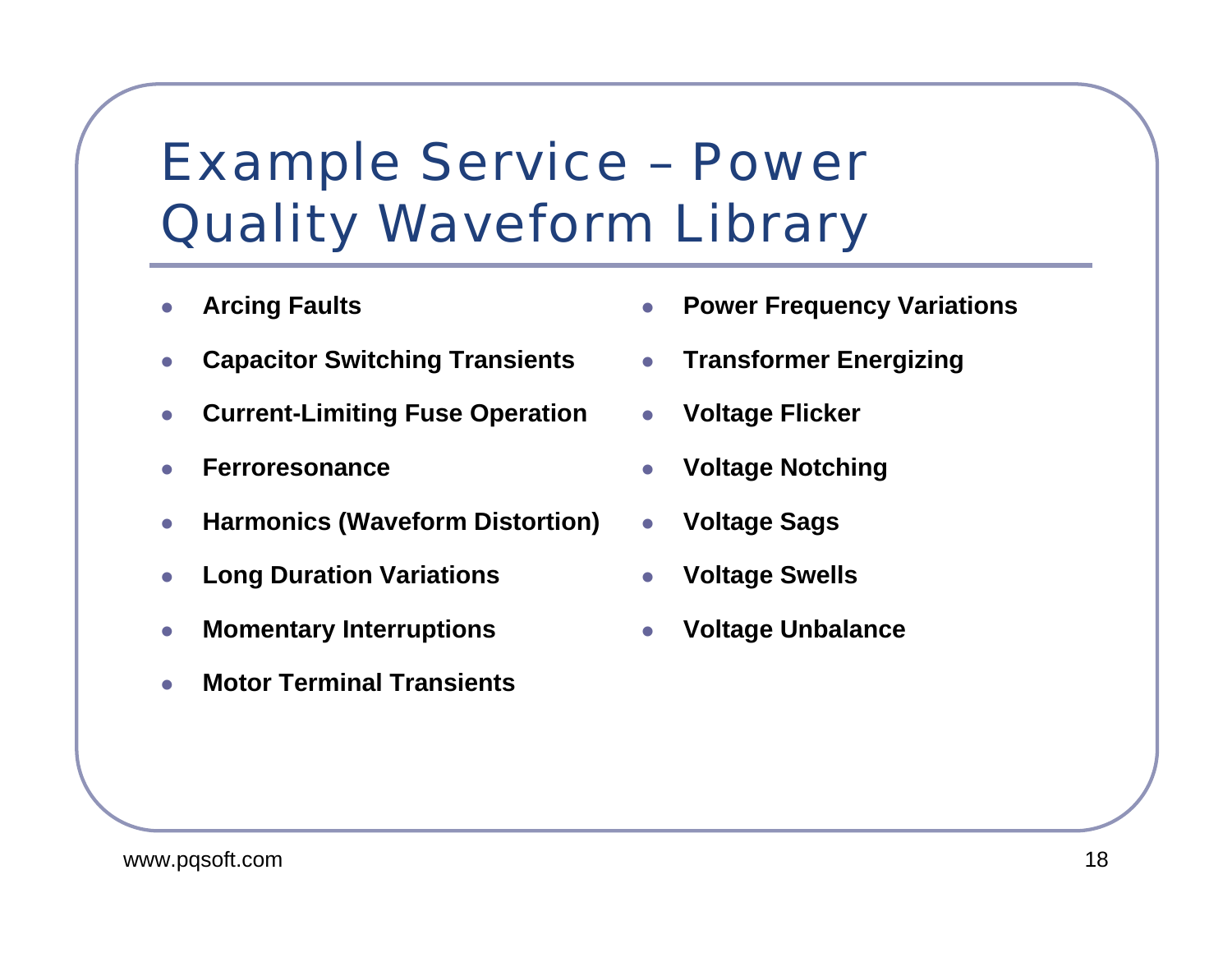# Example Service – Power Quality Waveform Library

- **Arcing Faults**
- **Capacitor Switching Transients**
- **Current-Limiting Fuse Operation**
- **Ferroresonance**
- **Harmonics (Waveform Distortion)**
- **Long Duration Variations**
- **Momentary Interruptions**
- **Motor Terminal Transients**
- **Power Frequency Variations**
- **Transformer Energizing**
- **Voltage Flicker**
- **Voltage Notching**
- **Voltage Sags**
- **Voltage Swells**
- **Voltage Unbalance**

www.pqsoft.com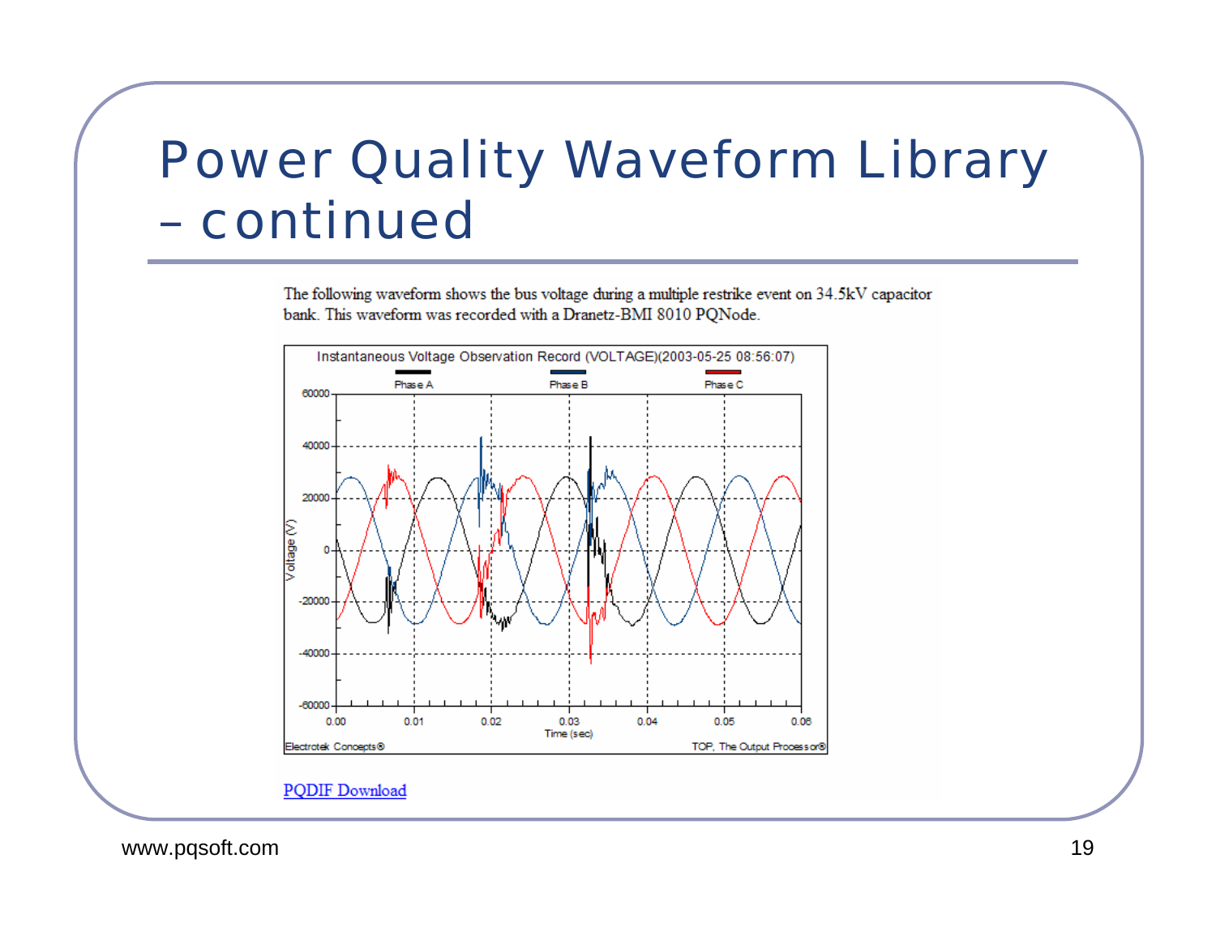# Power Quality Waveform Library – continued

The following waveform shows the bus voltage during a multiple restrike event on 34.5kV capacitor bank. This waveform was recorded with a Dranetz-BMI 8010 PQNode.

Instantaneous Voltage Observation Record (VOLTAGE)(2003-05-25 08:56:07)

PQDIF Download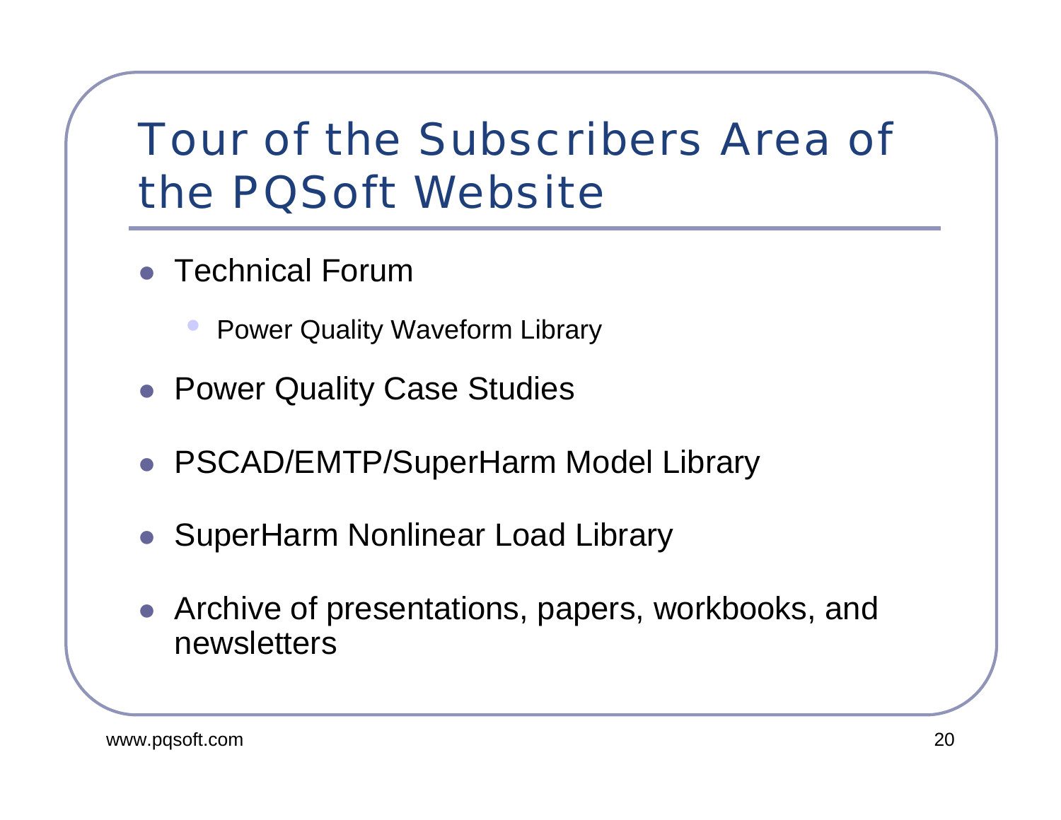# Tour of the Subscribers Area of the PQSoft Website

- Technical Forum
  - Power Quality Waveform Library
- Power Quality Case Studies
- PSCAD/EMTP/SuperHarm Model Library
- SuperHarm Nonlinear Load Library
- Archive of presentations, papers, workbooks, and newsletters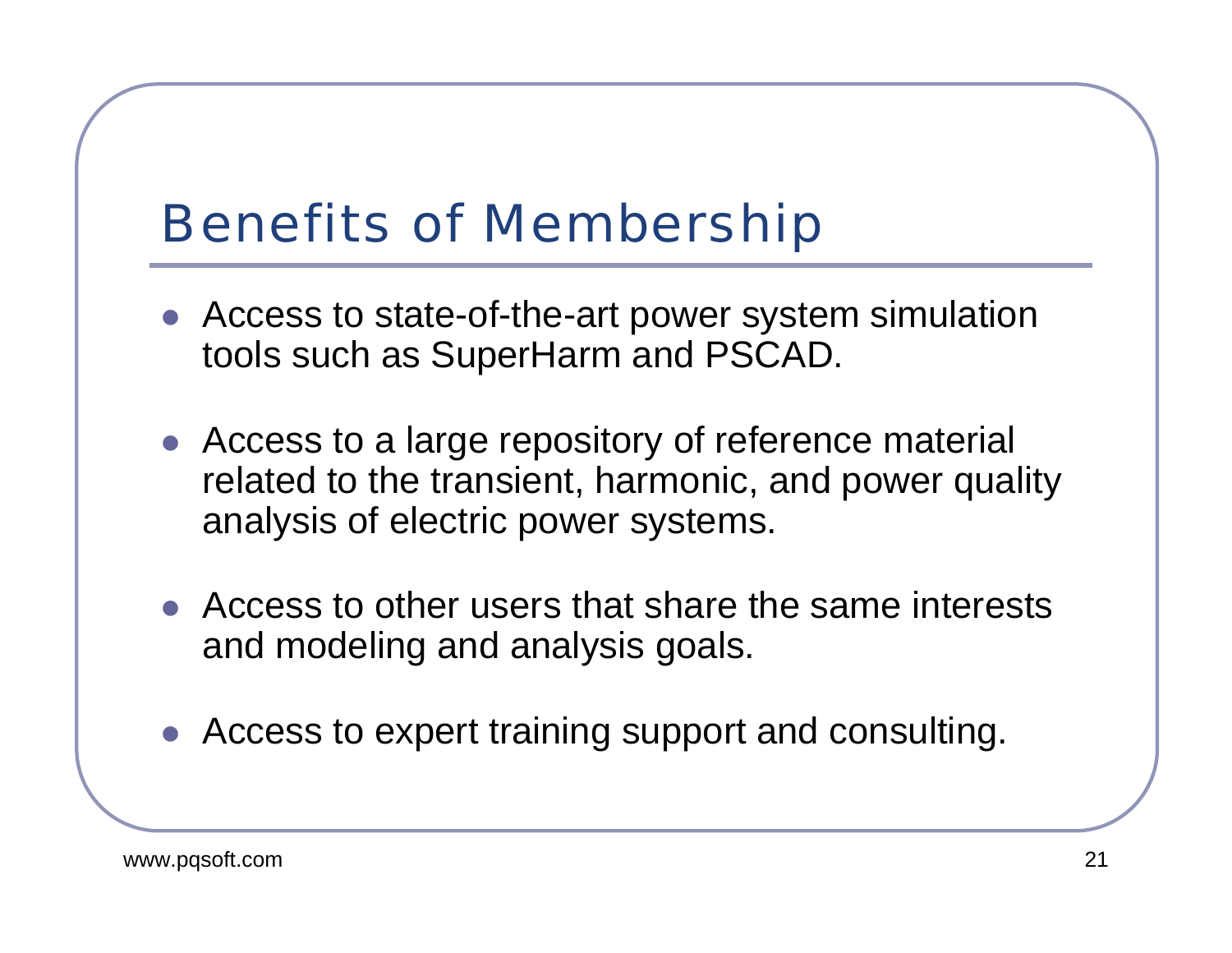# Benefits of Membership

- Access to state-of-the-art power system simulation tools such as SuperHarm and PSCAD.
- Access to a large repository of reference material related to the transient, harmonic, and power quality analysis of electric power systems.
- Access to other users that share the same interests and modeling and analysis goals.
- Access to expert training support and consulting.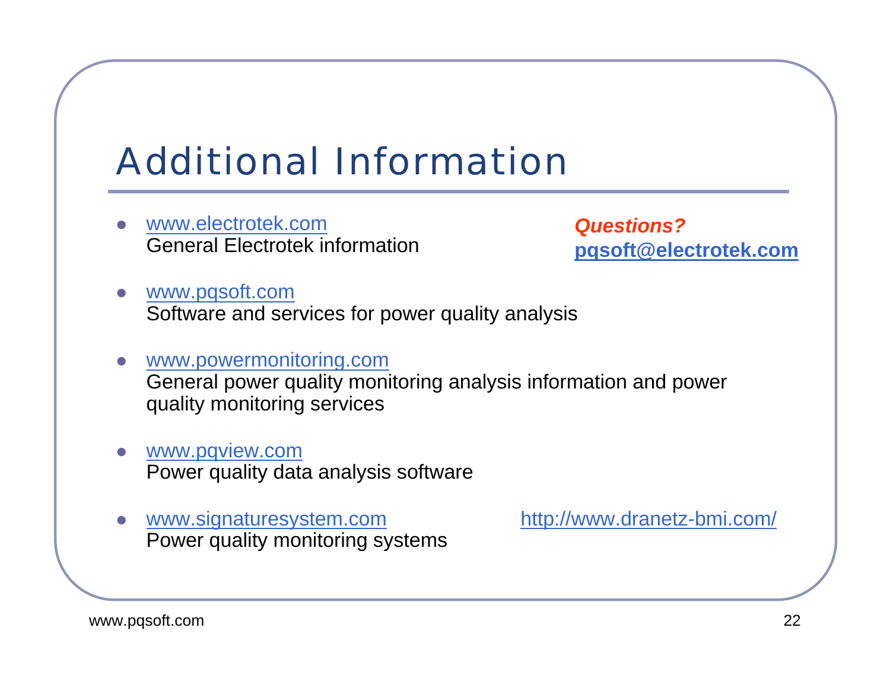# Additional Information

- www.electrotek.com
  General Electrotek information

***Questions?***
**pqsoft@electrotek.com**

- www.pqsoft.com
  Software and services for power quality analysis

- www.powermonitoring.com
  General power quality monitoring analysis information and power quality monitoring services

- www.pqview.com
  Power quality data analysis software

- www.signaturesystem.com
  Power quality monitoring systems

http://www.dranetz-bmi.com/